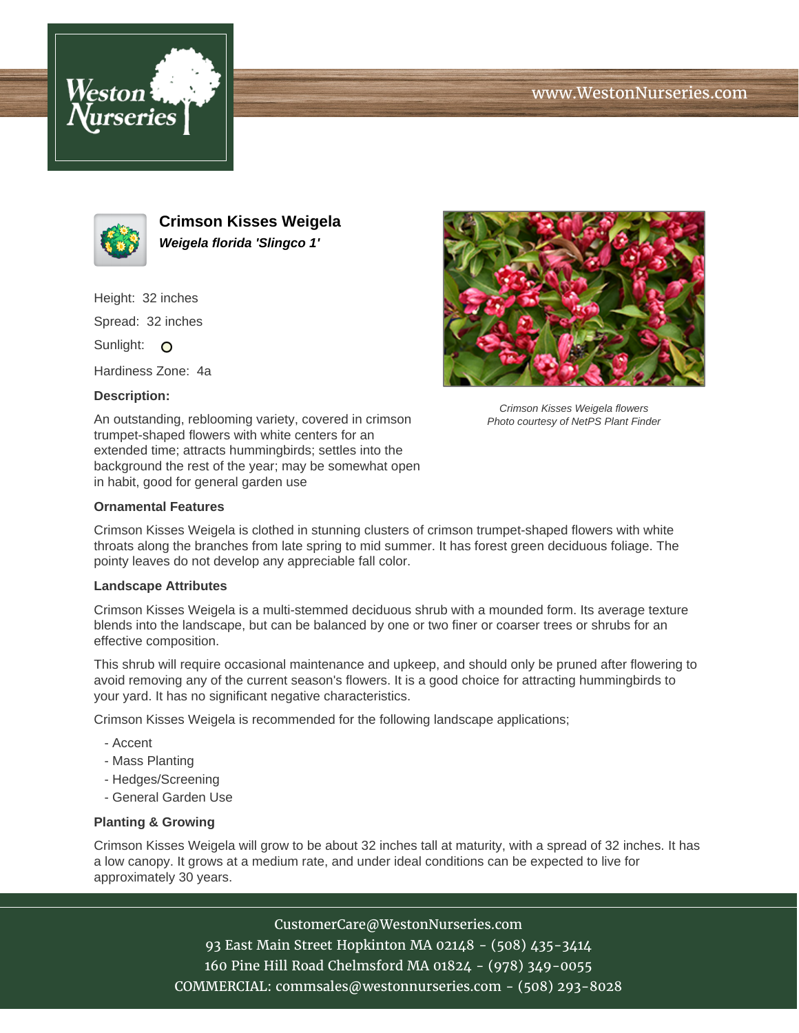# Crimson Kisses Weigela

***Weigela florida 'Slingco 1'***

Height: 32 inches

Spread: 32 inches

Sunlight: O

Hardiness Zone: 4a

**Description:**

An outstanding, reblooming variety, covered in crimson trumpet-shaped flowers with white centers for an extended time; attracts hummingbirds; settles into the background the rest of the year; may be somewhat open in habit, good for general garden use

*Crimson Kisses Weigela flowers*
*Photo courtesy of NetPS Plant Finder*

**Ornamental Features**

Crimson Kisses Weigela is clothed in stunning clusters of crimson trumpet-shaped flowers with white throats along the branches from late spring to mid summer. It has forest green deciduous foliage. The pointy leaves do not develop any appreciable fall color.

**Landscape Attributes**

Crimson Kisses Weigela is a multi-stemmed deciduous shrub with a mounded form. Its average texture blends into the landscape, but can be balanced by one or two finer or coarser trees or shrubs for an effective composition.

This shrub will require occasional maintenance and upkeep, and should only be pruned after flowering to avoid removing any of the current season's flowers. It is a good choice for attracting hummingbirds to your yard. It has no significant negative characteristics.

Crimson Kisses Weigela is recommended for the following landscape applications;

- Accent
- Mass Planting
- Hedges/Screening
- General Garden Use

**Planting & Growing**

Crimson Kisses Weigela will grow to be about 32 inches tall at maturity, with a spread of 32 inches. It has a low canopy. It grows at a medium rate, and under ideal conditions can be expected to live for approximately 30 years.

CustomerCare@WestonNurseries.com
93 East Main Street Hopkinton MA 02148 - (508) 435-3414
160 Pine Hill Road Chelmsford MA 01824 - (978) 349-0055
COMMERCIAL: commsales@westonnurseries.com - (508) 293-8028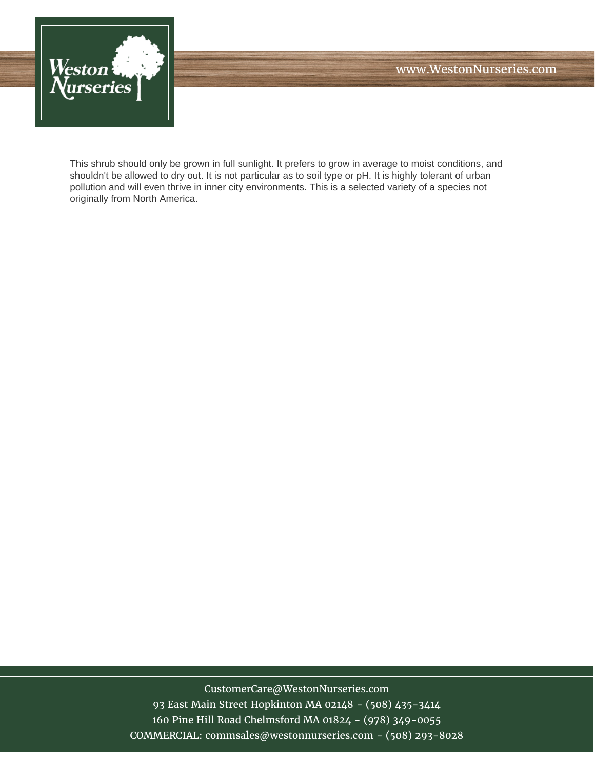This shrub should only be grown in full sunlight. It prefers to grow in average to moist conditions, and shouldn't be allowed to dry out. It is not particular as to soil type or pH. It is highly tolerant of urban pollution and will even thrive in inner city environments. This is a selected variety of a species not originally from North America.